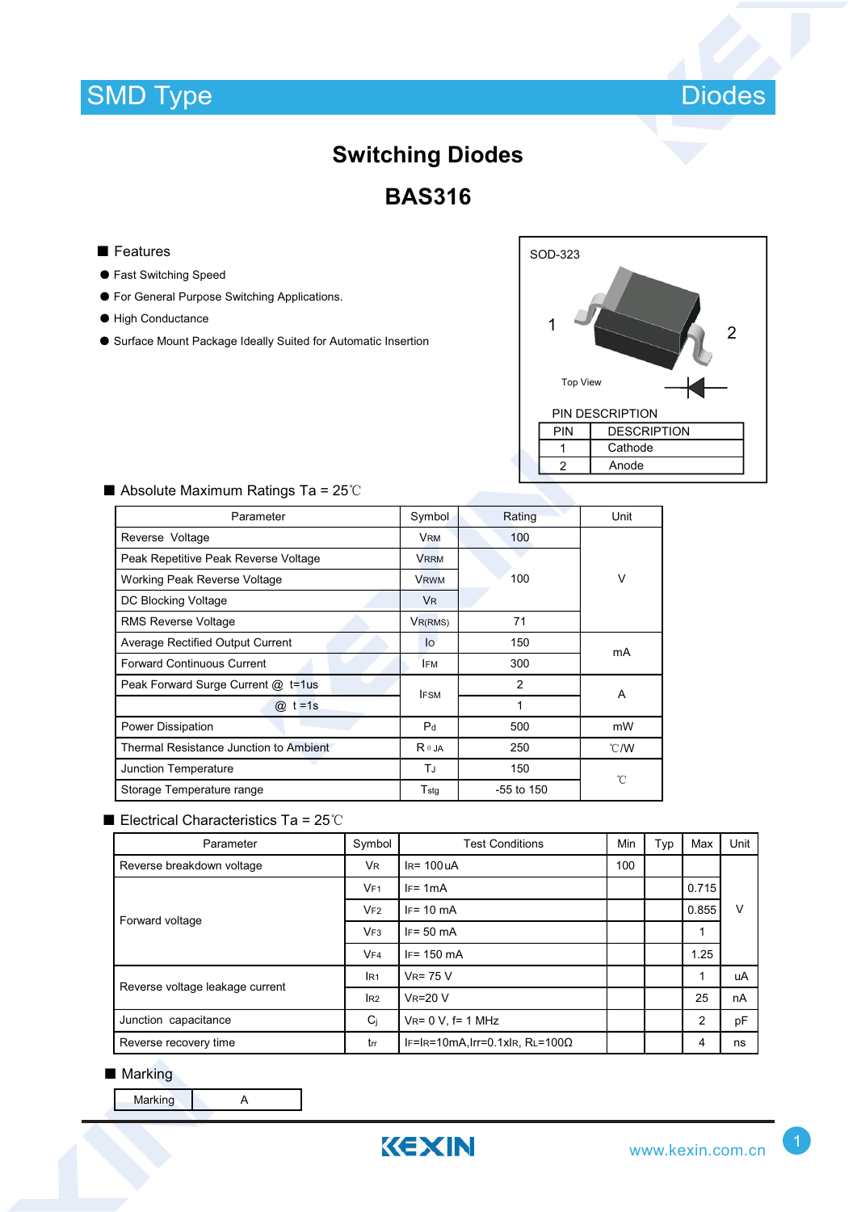SMD Type | Diodes

# Switching Diodes

## BAS316

■ Features

- Fast Switching Speed
- For General Purpose Switching Applications.
- High Conductance
- Surface Mount Package Ideally Suited for Automatic Insertion

SOD-323

1 2

Top View

PIN DESCRIPTION

| PIN | DESCRIPTION |
|---|---|
| 1 | Cathode |
| 2 | Anode |

■ Absolute Maximum Ratings Ta = 25℃

| Parameter | Symbol | Rating | Unit |
|---|---|---|---|
| Reverse Voltage | $V_{RM}$ | 100 | V |
| Peak Repetitive Peak Reverse Voltage | $V_{RRM}$ | 100 | V |
| Working Peak Reverse Voltage | $V_{RWM}$ | 100 | V |
| DC Blocking Voltage | $V_R$ | 100 | V |
| RMS Reverse Voltage | $V_{R(RMS)}$ | 71 | V |
| Average Rectified Output Current | $I_O$ | 150 | mA |
| Forward Continuous Current | $I_{FM}$ | 300 | mA |
| Peak Forward Surge Current @ t=1us | $I_{FSM}$ | 2 | A |
| @ t =1s | $I_{FSM}$ | 1 | A |
| Power Dissipation | $P_d$ | 500 | mW |
| Thermal Resistance Junction to Ambient | $R_{\theta JA}$ | 250 | ℃/W |
| Junction Temperature | $T_J$ | 150 | ℃ |
| Storage Temperature range | $T_{stg}$ | -55 to 150 | ℃ |

■ Electrical Characteristics Ta = 25℃

| Parameter | Symbol | Test Conditions | Min | Typ | Max | Unit |
|---|---|---|---|---|---|---|
| Reverse breakdown voltage | $V_R$ | $I_R$= 100uA | 100 | | | V |
| Forward voltage | $V_{F1}$ | $I_F$= 1mA | | | 0.715 | V |
| | $V_{F2}$ | $I_F$= 10 mA | | | 0.855 | V |
| | $V_{F3}$ | $I_F$= 50 mA | | | 1 | V |
| | $V_{F4}$ | $I_F$= 150 mA | | | 1.25 | V |
| Reverse voltage leakage current | $I_{R1}$ | $V_R$= 75 V | | | 1 | uA |
| | $I_{R2}$ | $V_R$=20 V | | | 25 | nA |
| Junction capacitance | $C_j$ | $V_R$= 0 V, f= 1 MHz | | | 2 | pF |
| Reverse recovery time | $t_{rr}$ | $I_F$=$I_R$=10mA,Irr=0.1x$I_R$, $R_L$=100Ω | | | 4 | ns |

■ Marking

| Marking | A |
|---|---|

KEXIN www.kexin.com.cn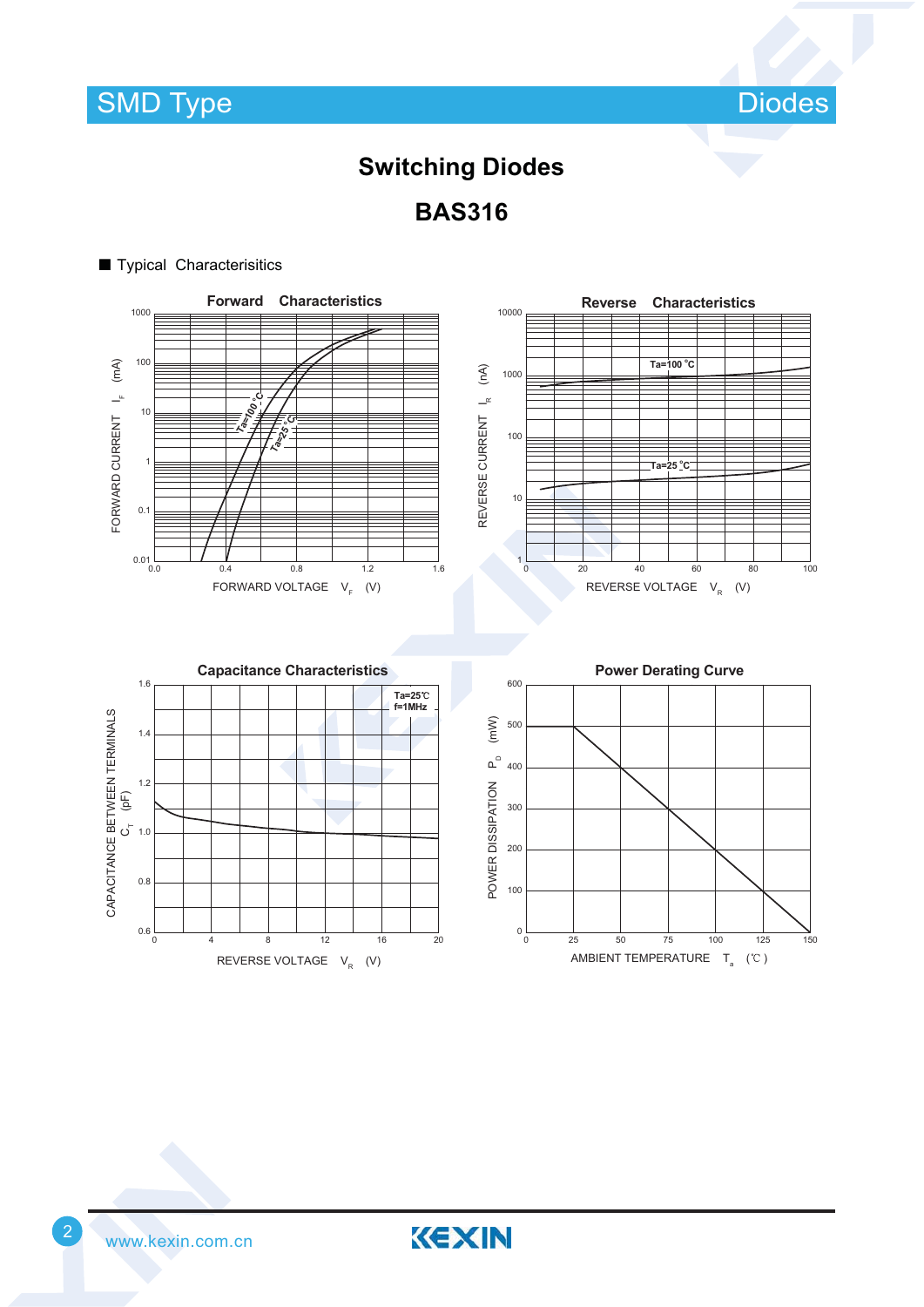# Switching Diodes

# BAS316

■ Typical Characterisitics

### Forward Characteristics

FORWARD CURRENT $I_F$ (mA)

FORWARD VOLTAGE $V_F$ (V)

Ta=100 °C

Ta=25 °C

### Reverse Characteristics

REVERSE CURRENT $I_R$ (nA)

REVERSE VOLTAGE $V_R$ (V)

Ta=100 °C

Ta=25 °C

### Capacitance Characteristics

CAPACITANCE BETWEEN TERMINALS $C_T$ (pF)

REVERSE VOLTAGE $V_R$ (V)

Ta=25℃
f=1MHz

### Power Derating Curve

POWER DISSIPATION $P_D$ (mW)

AMBIENT TEMPERATURE $T_a$ (℃)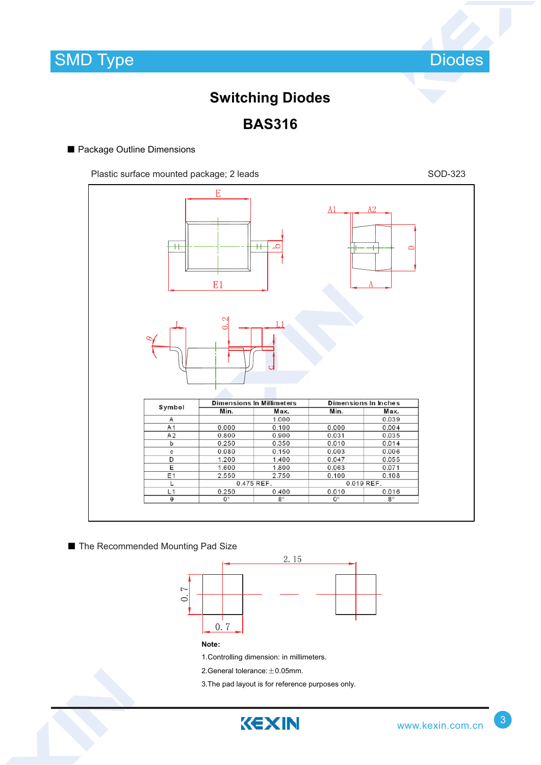# Switching Diodes

# BAS316

■ Package Outline Dimensions

Plastic surface mounted package; 2 leads SOD-323

E

b

E1

A1 A2

D

A

θ

L

0.2

L1

c

| Symbol | Dimensions In Millimeters | | Dimensions In Inches | |
|---|---|---|---|---|
| | Min. | Max. | Min. | Max. |
| A | | 1.000 | | 0.039 |
| A1 | 0.000 | 0.100 | 0.000 | 0.004 |
| A2 | 0.800 | 0.900 | 0.031 | 0.035 |
| b | 0.250 | 0.350 | 0.010 | 0.014 |
| c | 0.080 | 0.150 | 0.003 | 0.006 |
| D | 1.200 | 1.400 | 0.047 | 0.055 |
| E | 1.600 | 1.800 | 0.063 | 0.071 |
| E1 | 2.550 | 2.750 | 0.100 | 0.108 |
| L | 0.475 REF. | | 0.019 REF. | |
| L1 | 0.250 | 0.400 | 0.010 | 0.016 |
| θ | 0° | 8° | 0° | 8° |

■ The Recommended Mounting Pad Size

2.15

0.7

0.7

**Note:**

1.Controlling dimension: in millimeters.

2.General tolerance: ±0.05mm.

3.The pad layout is for reference purposes only.